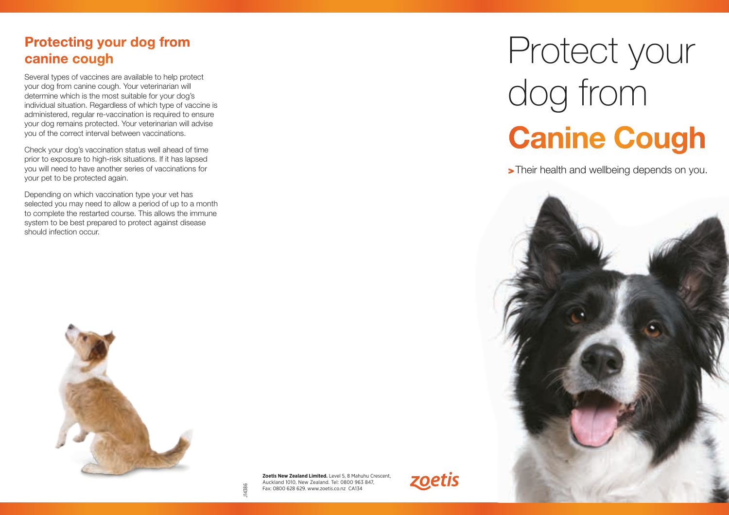## Protecting your dog from canine cough

Several types of vaccines are available to help protect your dog from canine cough. Your veterinarian will determine which is the most suitable for your dog's individual situation. Regardless of which type of vaccine is administered, regular re-vaccination is required to ensure your dog remains protected. Your veterinarian will advise you of the correct interval between vaccinations.

Check your dog's vaccination status well ahead of time prior to exposure to high-risk situations. If it has lapsed you will need to have another series of vaccinations for your pet to be protected again.

Depending on which vaccination type your vet has selected you may need to allow a period of up to a month to complete the restarted course. This allows the immune system to be best prepared to protect against disease should infection occur.

**Zoetis New Zealand Limited.** Level 5, 8 Mahuhu Crescent, Auckland 1010, New Zealand. Tel: 0800 963 847, Fax: 0800 628 629. www.zoetis.co.nz CA134

J14386

zoetis

# Protect your dog from **Canine Cough**

> Their health and wellbeing depends on you.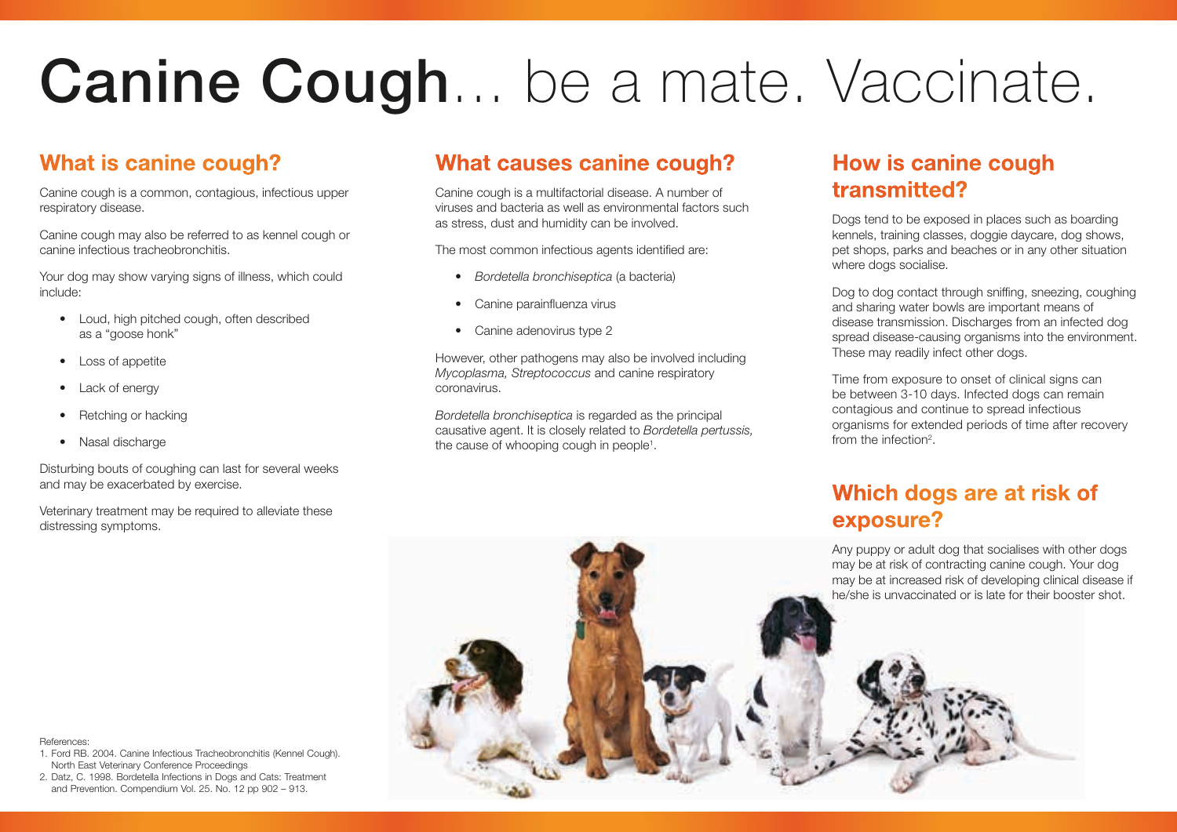# Canine Cough... be a mate. Vaccinate.

## What is canine cough?

Canine cough is a common, contagious, infectious upper respiratory disease.

Canine cough may also be referred to as kennel cough or canine infectious tracheobronchitis.

Your dog may show varying signs of illness, which could include:

- Loud, high pitched cough, often described as a "goose honk"
- Loss of appetite
- Lack of energy
- Retching or hacking
- Nasal discharge

Disturbing bouts of coughing can last for several weeks and may be exacerbated by exercise.

Veterinary treatment may be required to alleviate these distressing symptoms.

## What causes canine cough?

Canine cough is a multifactorial disease. A number of viruses and bacteria as well as environmental factors such as stress, dust and humidity can be involved.

The most common infectious agents identified are:

- *Bordetella bronchiseptica* (a bacteria)
- Canine parainfluenza virus
- Canine adenovirus type 2

However, other pathogens may also be involved including *Mycoplasma, Streptococcus* and canine respiratory coronavirus.

*Bordetella bronchiseptica* is regarded as the principal causative agent. It is closely related to *Bordetella pertussis,* the cause of whooping cough in people[1].

## How is canine cough transmitted?

Dogs tend to be exposed in places such as boarding kennels, training classes, doggie daycare, dog shows, pet shops, parks and beaches or in any other situation where dogs socialise.

Dog to dog contact through sniffing, sneezing, coughing and sharing water bowls are important means of disease transmission. Discharges from an infected dog spread disease-causing organisms into the environment. These may readily infect other dogs.

Time from exposure to onset of clinical signs can be between 3-10 days. Infected dogs can remain contagious and continue to spread infectious organisms for extended periods of time after recovery from the infection[2].

## Which dogs are at risk of exposure?

Any puppy or adult dog that socialises with other dogs may be at risk of contracting canine cough. Your dog may be at increased risk of developing clinical disease if he/she is unvaccinated or is late for their booster shot.

References:

1. Ford RB. 2004. Canine Infectious Tracheobronchitis (Kennel Cough). North East Veterinary Conference Proceedings
2. Datz, C. 1998. Bordetella Infections in Dogs and Cats: Treatment and Prevention. Compendium Vol. 25. No. 12 pp 902 – 913.